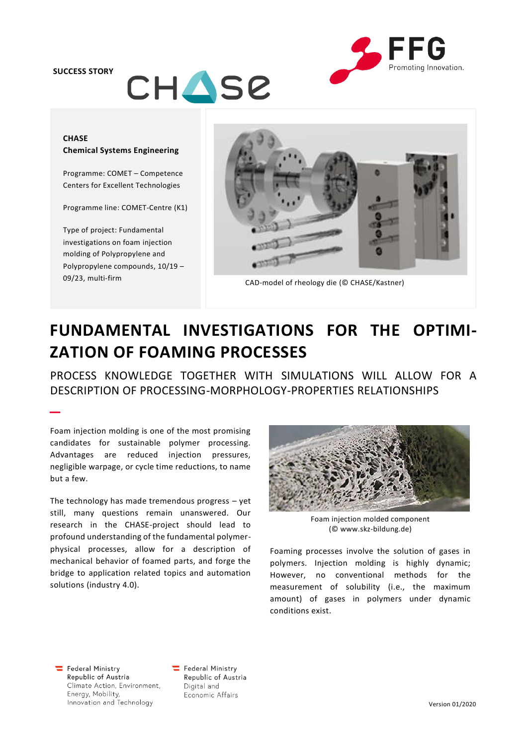SUCCESS STORY

**CHASE**
**Chemical Systems Engineering**

Programme: COMET – Competence Centers for Excellent Technologies

Programme line: COMET-Centre (K1)

Type of project: Fundamental investigations on foam injection molding of Polypropylene and Polypropylene compounds, 10/19 – 09/23, multi-firm

CAD-model of rheology die (© CHASE/Kastner)

# FUNDAMENTAL INVESTIGATIONS FOR THE OPTIMIZATION OF FOAMING PROCESSES

## PROCESS KNOWLEDGE TOGETHER WITH SIMULATIONS WILL ALLOW FOR A DESCRIPTION OF PROCESSING-MORPHOLOGY-PROPERTIES RELATIONSHIPS

Foam injection molding is one of the most promising candidates for sustainable polymer processing. Advantages are reduced injection pressures, negligible warpage, or cycle time reductions, to name but a few.

The technology has made tremendous progress – yet still, many questions remain unanswered. Our research in the CHASE-project should lead to profound understanding of the fundamental polymer-physical processes, allow for a description of mechanical behavior of foamed parts, and forge the bridge to application related topics and automation solutions (industry 4.0).

Foam injection molded component (© www.skz-bildung.de)

Foaming processes involve the solution of gases in polymers. Injection molding is highly dynamic; However, no conventional methods for the measurement of solubility (i.e., the maximum amount) of gases in polymers under dynamic conditions exist.

Federal Ministry Republic of Austria Climate Action, Environment, Energy, Mobility, Innovation and Technology

Federal Ministry Republic of Austria Digital and Economic Affairs

Version 01/2020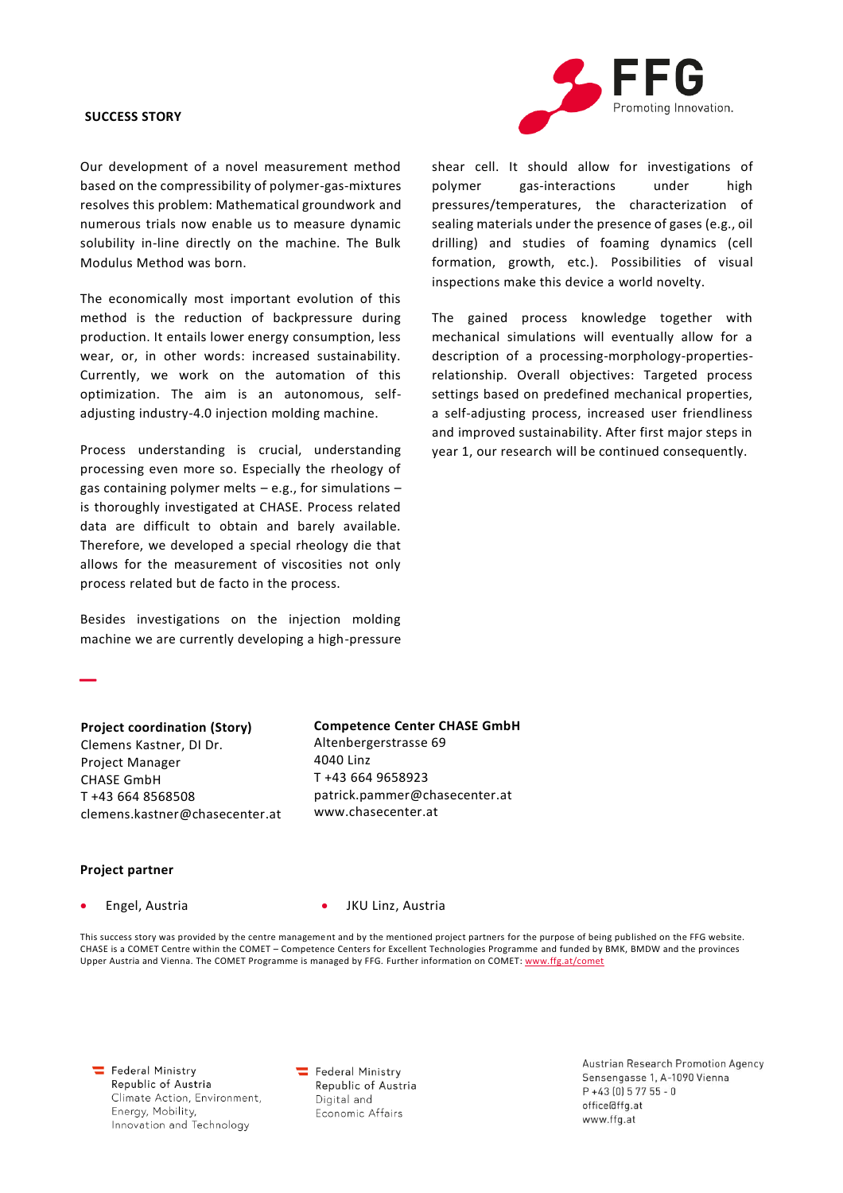**SUCCESS STORY**

Our development of a novel measurement method based on the compressibility of polymer-gas-mixtures resolves this problem: Mathematical groundwork and numerous trials now enable us to measure dynamic solubility in-line directly on the machine. The Bulk Modulus Method was born.

The economically most important evolution of this method is the reduction of backpressure during production. It entails lower energy consumption, less wear, or, in other words: increased sustainability. Currently, we work on the automation of this optimization. The aim is an autonomous, self-adjusting industry-4.0 injection molding machine.

Process understanding is crucial, understanding processing even more so. Especially the rheology of gas containing polymer melts – e.g., for simulations – is thoroughly investigated at CHASE. Process related data are difficult to obtain and barely available. Therefore, we developed a special rheology die that allows for the measurement of viscosities not only process related but de facto in the process.

Besides investigations on the injection molding machine we are currently developing a high-pressure shear cell. It should allow for investigations of polymer gas-interactions under high pressures/temperatures, the characterization of sealing materials under the presence of gases (e.g., oil drilling) and studies of foaming dynamics (cell formation, growth, etc.). Possibilities of visual inspections make this device a world novelty.

The gained process knowledge together with mechanical simulations will eventually allow for a description of a processing-morphology-properties-relationship. Overall objectives: Targeted process settings based on predefined mechanical properties, a self-adjusting process, increased user friendliness and improved sustainability. After first major steps in year 1, our research will be continued consequently.

**Project coordination (Story)**
Clemens Kastner, DI Dr.
Project Manager
CHASE GmbH
T +43 664 8568508
clemens.kastner@chasecenter.at

**Competence Center CHASE GmbH**
Altenbergerstrasse 69
4040 Linz
T +43 664 9658923
patrick.pammer@chasecenter.at
www.chasecenter.at

**Project partner**

- Engel, Austria
- JKU Linz, Austria

This success story was provided by the centre management and by the mentioned project partners for the purpose of being published on the FFG website. CHASE is a COMET Centre within the COMET – Competence Centers for Excellent Technologies Programme and funded by BMK, BMDW and the provinces Upper Austria and Vienna. The COMET Programme is managed by FFG. Further information on COMET: www.ffg.at/comet

Federal Ministry Republic of Austria
Climate Action, Environment, Energy, Mobility, Innovation and Technology

Federal Ministry Republic of Austria
Digital and Economic Affairs

Austrian Research Promotion Agency
Sensengasse 1, A-1090 Vienna
P +43 (0) 5 77 55 - 0
office@ffg.at
www.ffg.at